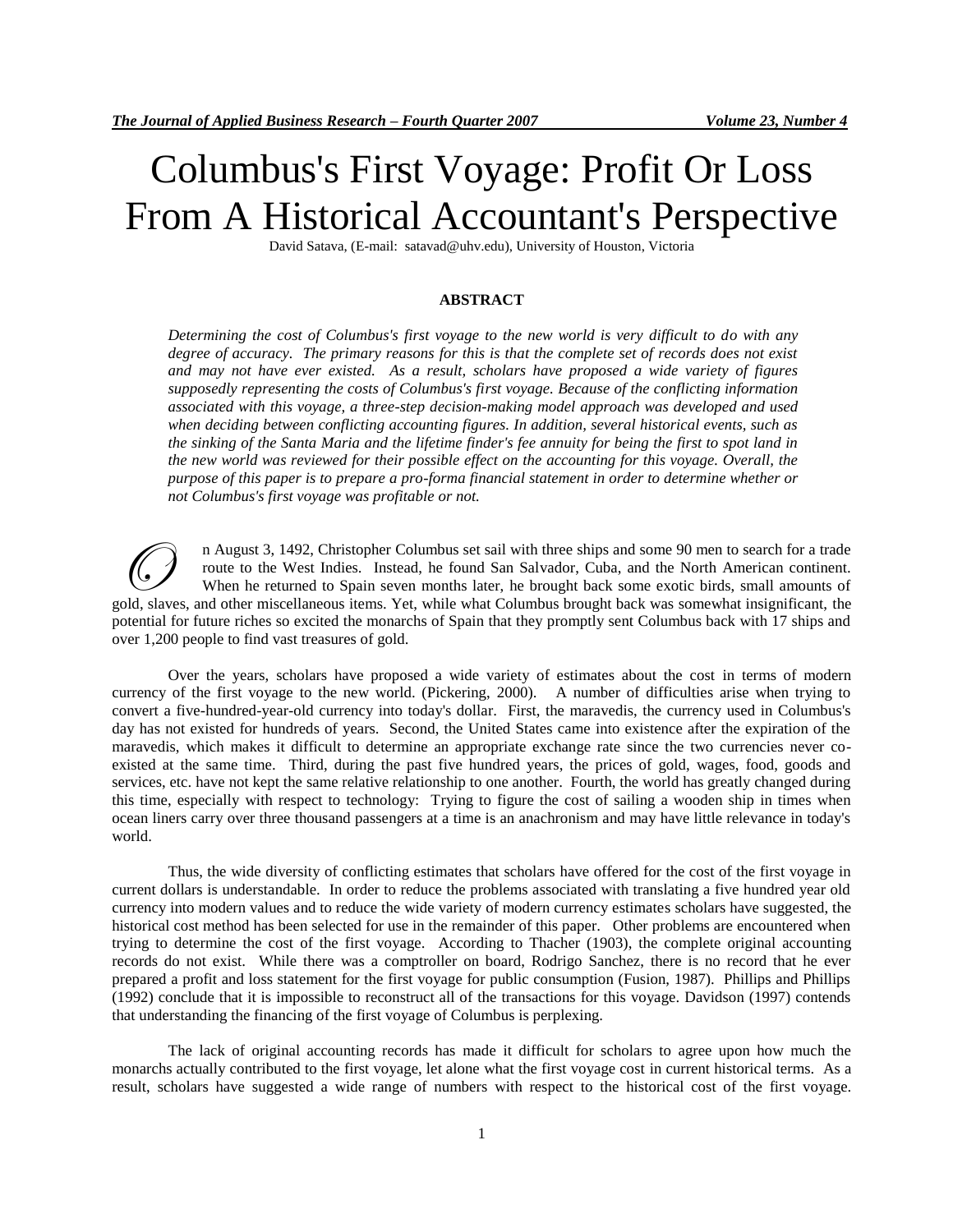# Columbus's First Voyage: Profit Or Loss From A Historical Accountant's Perspective

David Satava, (E-mail: satavad@uhv.edu), University of Houston, Victoria

## ABSTRACT

*Determining the cost of Columbus's first voyage to the new world is very difficult to do with any degree of accuracy. The primary reasons for this is that the complete set of records does not exist and may not have ever existed. As a result, scholars have proposed a wide variety of figures supposedly representing the costs of Columbus's first voyage. Because of the conflicting information associated with this voyage, a three-step decision-making model approach was developed and used when deciding between conflicting accounting figures. In addition, several historical events, such as the sinking of the Santa Maria and the lifetime finder's fee annuity for being the first to spot land in the new world was reviewed for their possible effect on the accounting for this voyage. Overall, the purpose of this paper is to prepare a pro-forma financial statement in order to determine whether or not Columbus's first voyage was profitable or not.*

On August 3, 1492, Christopher Columbus set sail with three ships and some 90 men to search for a trade route to the West Indies. Instead, he found San Salvador, Cuba, and the North American continent. When he returned to Spain seven months later, he brought back some exotic birds, small amounts of gold, slaves, and other miscellaneous items. Yet, while what Columbus brought back was somewhat insignificant, the potential for future riches so excited the monarchs of Spain that they promptly sent Columbus back with 17 ships and over 1,200 people to find vast treasures of gold.

Over the years, scholars have proposed a wide variety of estimates about the cost in terms of modern currency of the first voyage to the new world. (Pickering, 2000). A number of difficulties arise when trying to convert a five-hundred-year-old currency into today's dollar. First, the maravedis, the currency used in Columbus's day has not existed for hundreds of years. Second, the United States came into existence after the expiration of the maravedis, which makes it difficult to determine an appropriate exchange rate since the two currencies never co-existed at the same time. Third, during the past five hundred years, the prices of gold, wages, food, goods and services, etc. have not kept the same relative relationship to one another. Fourth, the world has greatly changed during this time, especially with respect to technology: Trying to figure the cost of sailing a wooden ship in times when ocean liners carry over three thousand passengers at a time is an anachronism and may have little relevance in today's world.

Thus, the wide diversity of conflicting estimates that scholars have offered for the cost of the first voyage in current dollars is understandable. In order to reduce the problems associated with translating a five hundred year old currency into modern values and to reduce the wide variety of modern currency estimates scholars have suggested, the historical cost method has been selected for use in the remainder of this paper. Other problems are encountered when trying to determine the cost of the first voyage. According to Thacher (1903), the complete original accounting records do not exist. While there was a comptroller on board, Rodrigo Sanchez, there is no record that he ever prepared a profit and loss statement for the first voyage for public consumption (Fusion, 1987). Phillips and Phillips (1992) conclude that it is impossible to reconstruct all of the transactions for this voyage. Davidson (1997) contends that understanding the financing of the first voyage of Columbus is perplexing.

The lack of original accounting records has made it difficult for scholars to agree upon how much the monarchs actually contributed to the first voyage, let alone what the first voyage cost in current historical terms. As a result, scholars have suggested a wide range of numbers with respect to the historical cost of the first voyage.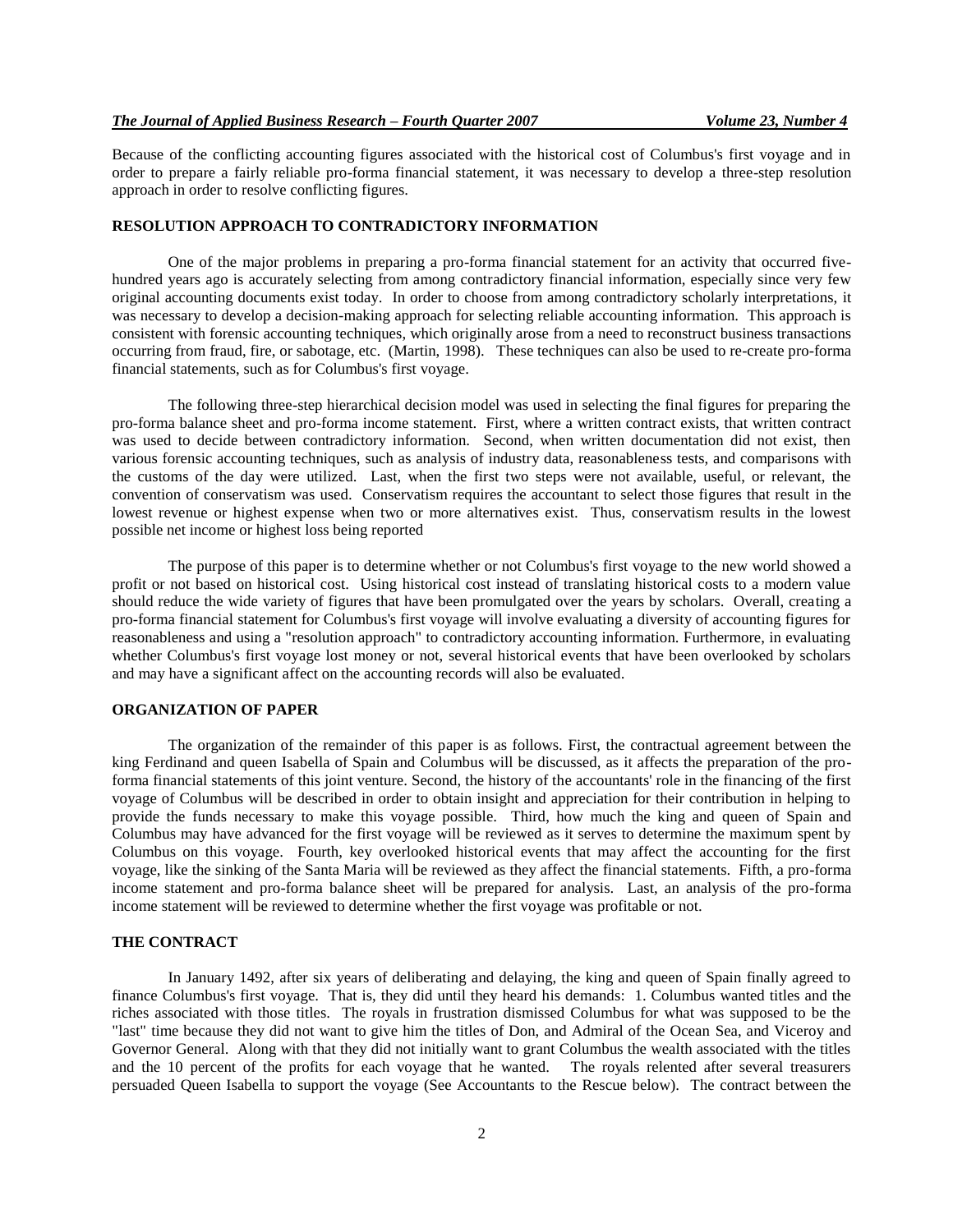Because of the conflicting accounting figures associated with the historical cost of Columbus's first voyage and in order to prepare a fairly reliable pro-forma financial statement, it was necessary to develop a three-step resolution approach in order to resolve conflicting figures.

## RESOLUTION APPROACH TO CONTRADICTORY INFORMATION

One of the major problems in preparing a pro-forma financial statement for an activity that occurred five-hundred years ago is accurately selecting from among contradictory financial information, especially since very few original accounting documents exist today. In order to choose from among contradictory scholarly interpretations, it was necessary to develop a decision-making approach for selecting reliable accounting information. This approach is consistent with forensic accounting techniques, which originally arose from a need to reconstruct business transactions occurring from fraud, fire, or sabotage, etc. (Martin, 1998). These techniques can also be used to re-create pro-forma financial statements, such as for Columbus's first voyage.

The following three-step hierarchical decision model was used in selecting the final figures for preparing the pro-forma balance sheet and pro-forma income statement. First, where a written contract exists, that written contract was used to decide between contradictory information. Second, when written documentation did not exist, then various forensic accounting techniques, such as analysis of industry data, reasonableness tests, and comparisons with the customs of the day were utilized. Last, when the first two steps were not available, useful, or relevant, the convention of conservatism was used. Conservatism requires the accountant to select those figures that result in the lowest revenue or highest expense when two or more alternatives exist. Thus, conservatism results in the lowest possible net income or highest loss being reported

The purpose of this paper is to determine whether or not Columbus's first voyage to the new world showed a profit or not based on historical cost. Using historical cost instead of translating historical costs to a modern value should reduce the wide variety of figures that have been promulgated over the years by scholars. Overall, creating a pro-forma financial statement for Columbus's first voyage will involve evaluating a diversity of accounting figures for reasonableness and using a "resolution approach" to contradictory accounting information. Furthermore, in evaluating whether Columbus's first voyage lost money or not, several historical events that have been overlooked by scholars and may have a significant affect on the accounting records will also be evaluated.

## ORGANIZATION OF PAPER

The organization of the remainder of this paper is as follows. First, the contractual agreement between the king Ferdinand and queen Isabella of Spain and Columbus will be discussed, as it affects the preparation of the pro-forma financial statements of this joint venture. Second, the history of the accountants' role in the financing of the first voyage of Columbus will be described in order to obtain insight and appreciation for their contribution in helping to provide the funds necessary to make this voyage possible. Third, how much the king and queen of Spain and Columbus may have advanced for the first voyage will be reviewed as it serves to determine the maximum spent by Columbus on this voyage. Fourth, key overlooked historical events that may affect the accounting for the first voyage, like the sinking of the Santa Maria will be reviewed as they affect the financial statements. Fifth, a pro-forma income statement and pro-forma balance sheet will be prepared for analysis. Last, an analysis of the pro-forma income statement will be reviewed to determine whether the first voyage was profitable or not.

## THE CONTRACT

In January 1492, after six years of deliberating and delaying, the king and queen of Spain finally agreed to finance Columbus's first voyage. That is, they did until they heard his demands: 1. Columbus wanted titles and the riches associated with those titles. The royals in frustration dismissed Columbus for what was supposed to be the "last" time because they did not want to give him the titles of Don, and Admiral of the Ocean Sea, and Viceroy and Governor General. Along with that they did not initially want to grant Columbus the wealth associated with the titles and the 10 percent of the profits for each voyage that he wanted. The royals relented after several treasurers persuaded Queen Isabella to support the voyage (See Accountants to the Rescue below). The contract between the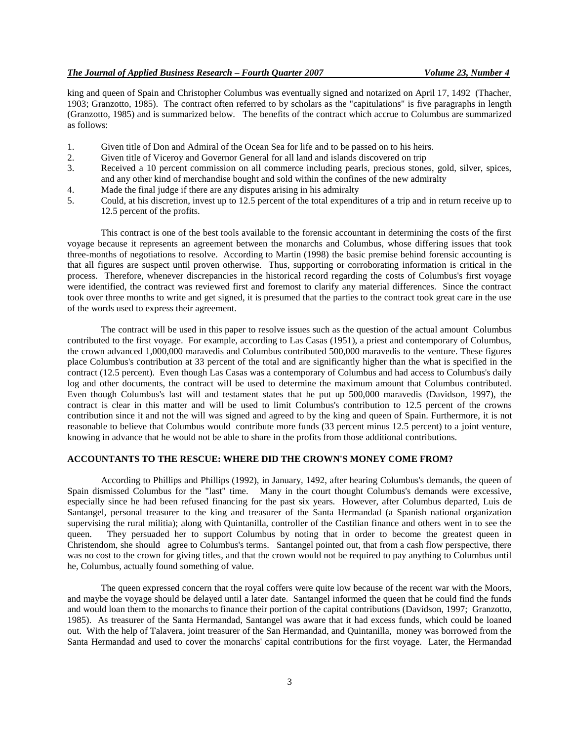king and queen of Spain and Christopher Columbus was eventually signed and notarized on April 17, 1492 (Thacher, 1903; Granzotto, 1985). The contract often referred to by scholars as the "capitulations" is five paragraphs in length (Granzotto, 1985) and is summarized below. The benefits of the contract which accrue to Columbus are summarized as follows:

1. Given title of Don and Admiral of the Ocean Sea for life and to be passed on to his heirs.
2. Given title of Viceroy and Governor General for all land and islands discovered on trip
3. Received a 10 percent commission on all commerce including pearls, precious stones, gold, silver, spices, and any other kind of merchandise bought and sold within the confines of the new admiralty
4. Made the final judge if there are any disputes arising in his admiralty
5. Could, at his discretion, invest up to 12.5 percent of the total expenditures of a trip and in return receive up to 12.5 percent of the profits.

This contract is one of the best tools available to the forensic accountant in determining the costs of the first voyage because it represents an agreement between the monarchs and Columbus, whose differing issues that took three-months of negotiations to resolve. According to Martin (1998) the basic premise behind forensic accounting is that all figures are suspect until proven otherwise. Thus, supporting or corroborating information is critical in the process. Therefore, whenever discrepancies in the historical record regarding the costs of Columbus's first voyage were identified, the contract was reviewed first and foremost to clarify any material differences. Since the contract took over three months to write and get signed, it is presumed that the parties to the contract took great care in the use of the words used to express their agreement.

The contract will be used in this paper to resolve issues such as the question of the actual amount Columbus contributed to the first voyage. For example, according to Las Casas (1951), a priest and contemporary of Columbus, the crown advanced 1,000,000 maravedis and Columbus contributed 500,000 maravedis to the venture. These figures place Columbus's contribution at 33 percent of the total and are significantly higher than the what is specified in the contract (12.5 percent). Even though Las Casas was a contemporary of Columbus and had access to Columbus's daily log and other documents, the contract will be used to determine the maximum amount that Columbus contributed. Even though Columbus's last will and testament states that he put up 500,000 maravedis (Davidson, 1997), the contract is clear in this matter and will be used to limit Columbus's contribution to 12.5 percent of the crowns contribution since it and not the will was signed and agreed to by the king and queen of Spain. Furthermore, it is not reasonable to believe that Columbus would contribute more funds (33 percent minus 12.5 percent) to a joint venture, knowing in advance that he would not be able to share in the profits from those additional contributions.

## ACCOUNTANTS TO THE RESCUE: WHERE DID THE CROWN'S MONEY COME FROM?

According to Phillips and Phillips (1992), in January, 1492, after hearing Columbus's demands, the queen of Spain dismissed Columbus for the "last" time. Many in the court thought Columbus's demands were excessive, especially since he had been refused financing for the past six years. However, after Columbus departed, Luis de Santangel, personal treasurer to the king and treasurer of the Santa Hermandad (a Spanish national organization supervising the rural militia); along with Quintanilla, controller of the Castilian finance and others went in to see the queen. They persuaded her to support Columbus by noting that in order to become the greatest queen in Christendom, she should agree to Columbus's terms. Santangel pointed out, that from a cash flow perspective, there was no cost to the crown for giving titles, and that the crown would not be required to pay anything to Columbus until he, Columbus, actually found something of value.

The queen expressed concern that the royal coffers were quite low because of the recent war with the Moors, and maybe the voyage should be delayed until a later date. Santangel informed the queen that he could find the funds and would loan them to the monarchs to finance their portion of the capital contributions (Davidson, 1997; Granzotto, 1985). As treasurer of the Santa Hermandad, Santangel was aware that it had excess funds, which could be loaned out. With the help of Talavera, joint treasurer of the San Hermandad, and Quintanilla, money was borrowed from the Santa Hermandad and used to cover the monarchs' capital contributions for the first voyage. Later, the Hermandad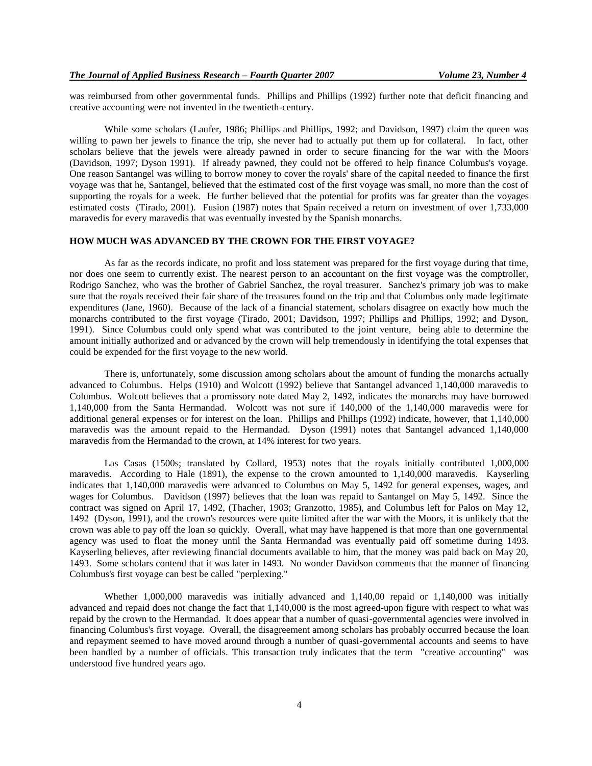was reimbursed from other governmental funds. Phillips and Phillips (1992) further note that deficit financing and creative accounting were not invented in the twentieth-century.

While some scholars (Laufer, 1986; Phillips and Phillips, 1992; and Davidson, 1997) claim the queen was willing to pawn her jewels to finance the trip, she never had to actually put them up for collateral. In fact, other scholars believe that the jewels were already pawned in order to secure financing for the war with the Moors (Davidson, 1997; Dyson 1991). If already pawned, they could not be offered to help finance Columbus's voyage. One reason Santangel was willing to borrow money to cover the royals' share of the capital needed to finance the first voyage was that he, Santangel, believed that the estimated cost of the first voyage was small, no more than the cost of supporting the royals for a week. He further believed that the potential for profits was far greater than the voyages estimated costs (Tirado, 2001). Fusion (1987) notes that Spain received a return on investment of over 1,733,000 maravedis for every maravedis that was eventually invested by the Spanish monarchs.

## HOW MUCH WAS ADVANCED BY THE CROWN FOR THE FIRST VOYAGE?

As far as the records indicate, no profit and loss statement was prepared for the first voyage during that time, nor does one seem to currently exist. The nearest person to an accountant on the first voyage was the comptroller, Rodrigo Sanchez, who was the brother of Gabriel Sanchez, the royal treasurer. Sanchez's primary job was to make sure that the royals received their fair share of the treasures found on the trip and that Columbus only made legitimate expenditures (Jane, 1960). Because of the lack of a financial statement, scholars disagree on exactly how much the monarchs contributed to the first voyage (Tirado, 2001; Davidson, 1997; Phillips and Phillips, 1992; and Dyson, 1991). Since Columbus could only spend what was contributed to the joint venture, being able to determine the amount initially authorized and or advanced by the crown will help tremendously in identifying the total expenses that could be expended for the first voyage to the new world.

There is, unfortunately, some discussion among scholars about the amount of funding the monarchs actually advanced to Columbus. Helps (1910) and Wolcott (1992) believe that Santangel advanced 1,140,000 maravedis to Columbus. Wolcott believes that a promissory note dated May 2, 1492, indicates the monarchs may have borrowed 1,140,000 from the Santa Hermandad. Wolcott was not sure if 140,000 of the 1,140,000 maravedis were for additional general expenses or for interest on the loan. Phillips and Phillips (1992) indicate, however, that 1,140,000 maravedis was the amount repaid to the Hermandad. Dyson (1991) notes that Santangel advanced 1,140,000 maravedis from the Hermandad to the crown, at 14% interest for two years.

Las Casas (1500s; translated by Collard, 1953) notes that the royals initially contributed 1,000,000 maravedis. According to Hale (1891), the expense to the crown amounted to 1,140,000 maravedis. Kayserling indicates that 1,140,000 maravedis were advanced to Columbus on May 5, 1492 for general expenses, wages, and wages for Columbus. Davidson (1997) believes that the loan was repaid to Santangel on May 5, 1492. Since the contract was signed on April 17, 1492, (Thacher, 1903; Granzotto, 1985), and Columbus left for Palos on May 12, 1492 (Dyson, 1991), and the crown's resources were quite limited after the war with the Moors, it is unlikely that the crown was able to pay off the loan so quickly. Overall, what may have happened is that more than one governmental agency was used to float the money until the Santa Hermandad was eventually paid off sometime during 1493. Kayserling believes, after reviewing financial documents available to him, that the money was paid back on May 20, 1493. Some scholars contend that it was later in 1493. No wonder Davidson comments that the manner of financing Columbus's first voyage can best be called "perplexing."

Whether 1,000,000 maravedis was initially advanced and 1,140,00 repaid or 1,140,000 was initially advanced and repaid does not change the fact that 1,140,000 is the most agreed-upon figure with respect to what was repaid by the crown to the Hermandad. It does appear that a number of quasi-governmental agencies were involved in financing Columbus's first voyage. Overall, the disagreement among scholars has probably occurred because the loan and repayment seemed to have moved around through a number of quasi-governmental accounts and seems to have been handled by a number of officials. This transaction truly indicates that the term "creative accounting" was understood five hundred years ago.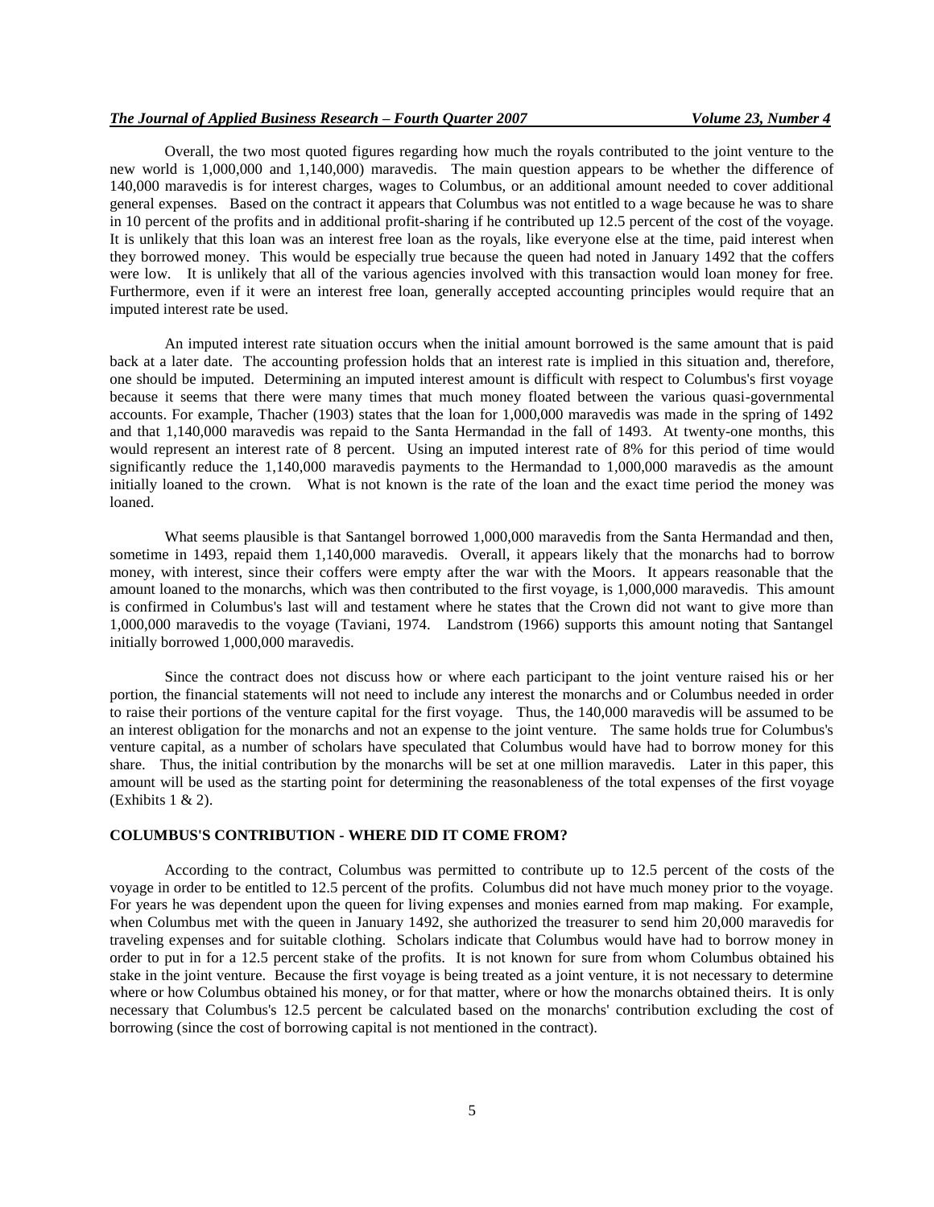Overall, the two most quoted figures regarding how much the royals contributed to the joint venture to the new world is 1,000,000 and 1,140,000) maravedis. The main question appears to be whether the difference of 140,000 maravedis is for interest charges, wages to Columbus, or an additional amount needed to cover additional general expenses. Based on the contract it appears that Columbus was not entitled to a wage because he was to share in 10 percent of the profits and in additional profit-sharing if he contributed up 12.5 percent of the cost of the voyage. It is unlikely that this loan was an interest free loan as the royals, like everyone else at the time, paid interest when they borrowed money. This would be especially true because the queen had noted in January 1492 that the coffers were low. It is unlikely that all of the various agencies involved with this transaction would loan money for free. Furthermore, even if it were an interest free loan, generally accepted accounting principles would require that an imputed interest rate be used.

An imputed interest rate situation occurs when the initial amount borrowed is the same amount that is paid back at a later date. The accounting profession holds that an interest rate is implied in this situation and, therefore, one should be imputed. Determining an imputed interest amount is difficult with respect to Columbus's first voyage because it seems that there were many times that much money floated between the various quasi-governmental accounts. For example, Thacher (1903) states that the loan for 1,000,000 maravedis was made in the spring of 1492 and that 1,140,000 maravedis was repaid to the Santa Hermandad in the fall of 1493. At twenty-one months, this would represent an interest rate of 8 percent. Using an imputed interest rate of 8% for this period of time would significantly reduce the 1,140,000 maravedis payments to the Hermandad to 1,000,000 maravedis as the amount initially loaned to the crown. What is not known is the rate of the loan and the exact time period the money was loaned.

What seems plausible is that Santangel borrowed 1,000,000 maravedis from the Santa Hermandad and then, sometime in 1493, repaid them 1,140,000 maravedis. Overall, it appears likely that the monarchs had to borrow money, with interest, since their coffers were empty after the war with the Moors. It appears reasonable that the amount loaned to the monarchs, which was then contributed to the first voyage, is 1,000,000 maravedis. This amount is confirmed in Columbus's last will and testament where he states that the Crown did not want to give more than 1,000,000 maravedis to the voyage (Taviani, 1974. Landstrom (1966) supports this amount noting that Santangel initially borrowed 1,000,000 maravedis.

Since the contract does not discuss how or where each participant to the joint venture raised his or her portion, the financial statements will not need to include any interest the monarchs and or Columbus needed in order to raise their portions of the venture capital for the first voyage. Thus, the 140,000 maravedis will be assumed to be an interest obligation for the monarchs and not an expense to the joint venture. The same holds true for Columbus's venture capital, as a number of scholars have speculated that Columbus would have had to borrow money for this share. Thus, the initial contribution by the monarchs will be set at one million maravedis. Later in this paper, this amount will be used as the starting point for determining the reasonableness of the total expenses of the first voyage (Exhibits 1 & 2).

## COLUMBUS'S CONTRIBUTION - WHERE DID IT COME FROM?

According to the contract, Columbus was permitted to contribute up to 12.5 percent of the costs of the voyage in order to be entitled to 12.5 percent of the profits. Columbus did not have much money prior to the voyage. For years he was dependent upon the queen for living expenses and monies earned from map making. For example, when Columbus met with the queen in January 1492, she authorized the treasurer to send him 20,000 maravedis for traveling expenses and for suitable clothing. Scholars indicate that Columbus would have had to borrow money in order to put in for a 12.5 percent stake of the profits. It is not known for sure from whom Columbus obtained his stake in the joint venture. Because the first voyage is being treated as a joint venture, it is not necessary to determine where or how Columbus obtained his money, or for that matter, where or how the monarchs obtained theirs. It is only necessary that Columbus's 12.5 percent be calculated based on the monarchs' contribution excluding the cost of borrowing (since the cost of borrowing capital is not mentioned in the contract).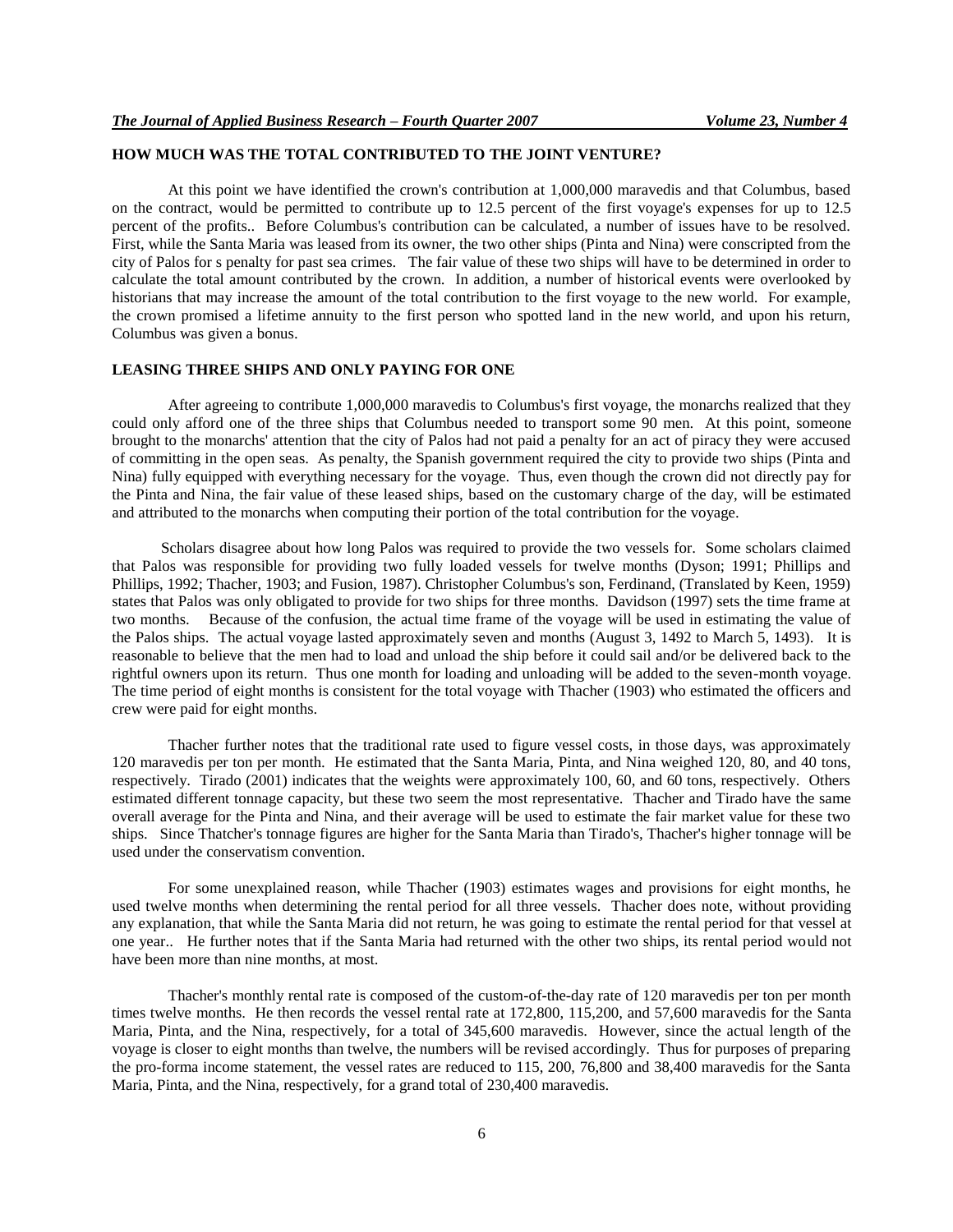### HOW MUCH WAS THE TOTAL CONTRIBUTED TO THE JOINT VENTURE?

At this point we have identified the crown's contribution at 1,000,000 maravedis and that Columbus, based on the contract, would be permitted to contribute up to 12.5 percent of the first voyage's expenses for up to 12.5 percent of the profits.. Before Columbus's contribution can be calculated, a number of issues have to be resolved. First, while the Santa Maria was leased from its owner, the two other ships (Pinta and Nina) were conscripted from the city of Palos for s penalty for past sea crimes. The fair value of these two ships will have to be determined in order to calculate the total amount contributed by the crown. In addition, a number of historical events were overlooked by historians that may increase the amount of the total contribution to the first voyage to the new world. For example, the crown promised a lifetime annuity to the first person who spotted land in the new world, and upon his return, Columbus was given a bonus.

### LEASING THREE SHIPS AND ONLY PAYING FOR ONE

After agreeing to contribute 1,000,000 maravedis to Columbus's first voyage, the monarchs realized that they could only afford one of the three ships that Columbus needed to transport some 90 men. At this point, someone brought to the monarchs' attention that the city of Palos had not paid a penalty for an act of piracy they were accused of committing in the open seas. As penalty, the Spanish government required the city to provide two ships (Pinta and Nina) fully equipped with everything necessary for the voyage. Thus, even though the crown did not directly pay for the Pinta and Nina, the fair value of these leased ships, based on the customary charge of the day, will be estimated and attributed to the monarchs when computing their portion of the total contribution for the voyage.

Scholars disagree about how long Palos was required to provide the two vessels for. Some scholars claimed that Palos was responsible for providing two fully loaded vessels for twelve months (Dyson; 1991; Phillips and Phillips, 1992; Thacher, 1903; and Fusion, 1987). Christopher Columbus's son, Ferdinand, (Translated by Keen, 1959) states that Palos was only obligated to provide for two ships for three months. Davidson (1997) sets the time frame at two months. Because of the confusion, the actual time frame of the voyage will be used in estimating the value of the Palos ships. The actual voyage lasted approximately seven and months (August 3, 1492 to March 5, 1493). It is reasonable to believe that the men had to load and unload the ship before it could sail and/or be delivered back to the rightful owners upon its return. Thus one month for loading and unloading will be added to the seven-month voyage. The time period of eight months is consistent for the total voyage with Thacher (1903) who estimated the officers and crew were paid for eight months.

Thacher further notes that the traditional rate used to figure vessel costs, in those days, was approximately 120 maravedis per ton per month. He estimated that the Santa Maria, Pinta, and Nina weighed 120, 80, and 40 tons, respectively. Tirado (2001) indicates that the weights were approximately 100, 60, and 60 tons, respectively. Others estimated different tonnage capacity, but these two seem the most representative. Thacher and Tirado have the same overall average for the Pinta and Nina, and their average will be used to estimate the fair market value for these two ships. Since Thatcher's tonnage figures are higher for the Santa Maria than Tirado's, Thacher's higher tonnage will be used under the conservatism convention.

For some unexplained reason, while Thacher (1903) estimates wages and provisions for eight months, he used twelve months when determining the rental period for all three vessels. Thacher does note, without providing any explanation, that while the Santa Maria did not return, he was going to estimate the rental period for that vessel at one year.. He further notes that if the Santa Maria had returned with the other two ships, its rental period would not have been more than nine months, at most.

Thacher's monthly rental rate is composed of the custom-of-the-day rate of 120 maravedis per ton per month times twelve months. He then records the vessel rental rate at 172,800, 115,200, and 57,600 maravedis for the Santa Maria, Pinta, and the Nina, respectively, for a total of 345,600 maravedis. However, since the actual length of the voyage is closer to eight months than twelve, the numbers will be revised accordingly. Thus for purposes of preparing the pro-forma income statement, the vessel rates are reduced to 115, 200, 76,800 and 38,400 maravedis for the Santa Maria, Pinta, and the Nina, respectively, for a grand total of 230,400 maravedis.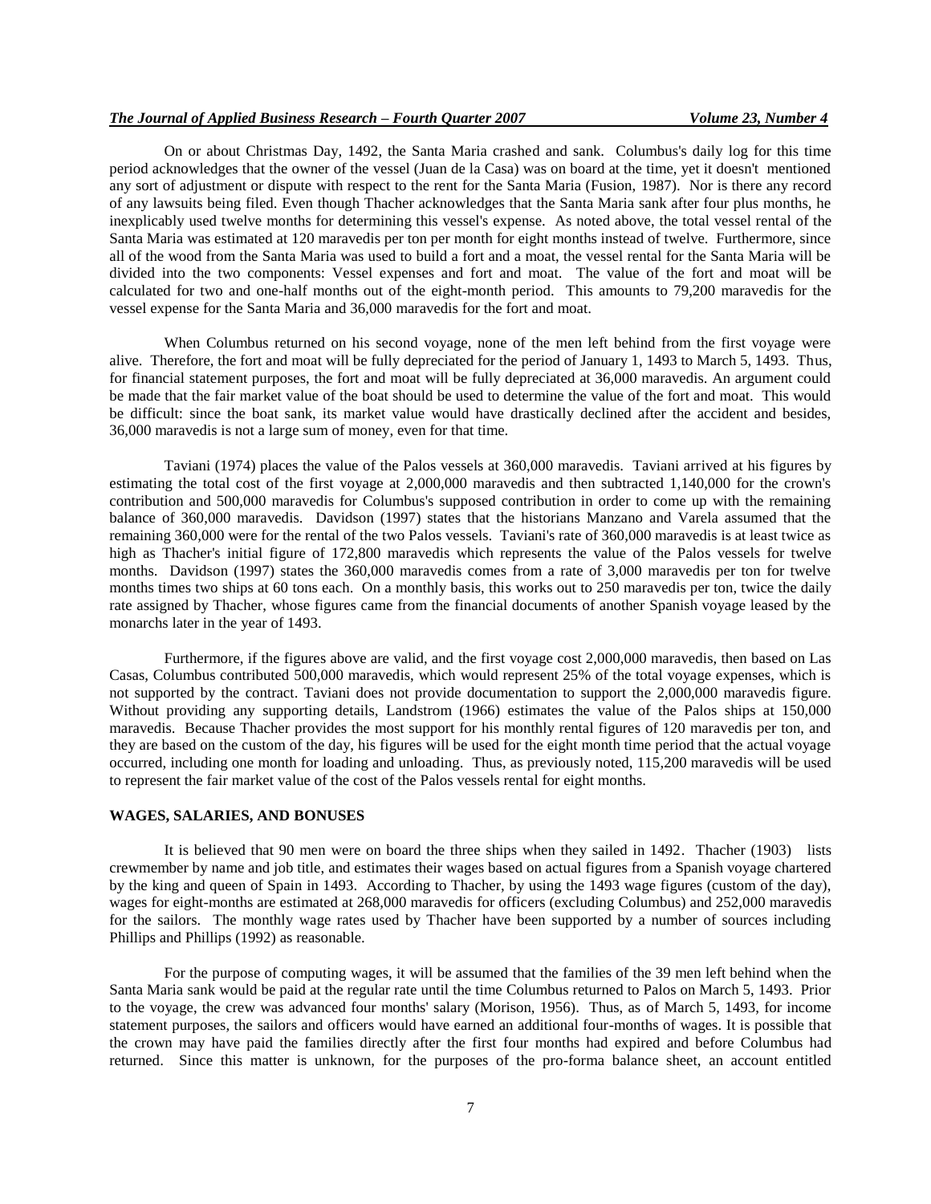On or about Christmas Day, 1492, the Santa Maria crashed and sank. Columbus's daily log for this time period acknowledges that the owner of the vessel (Juan de la Casa) was on board at the time, yet it doesn't mentioned any sort of adjustment or dispute with respect to the rent for the Santa Maria (Fusion, 1987). Nor is there any record of any lawsuits being filed. Even though Thacher acknowledges that the Santa Maria sank after four plus months, he inexplicably used twelve months for determining this vessel's expense. As noted above, the total vessel rental of the Santa Maria was estimated at 120 maravedis per ton per month for eight months instead of twelve. Furthermore, since all of the wood from the Santa Maria was used to build a fort and a moat, the vessel rental for the Santa Maria will be divided into the two components: Vessel expenses and fort and moat. The value of the fort and moat will be calculated for two and one-half months out of the eight-month period. This amounts to 79,200 maravedis for the vessel expense for the Santa Maria and 36,000 maravedis for the fort and moat.

When Columbus returned on his second voyage, none of the men left behind from the first voyage were alive. Therefore, the fort and moat will be fully depreciated for the period of January 1, 1493 to March 5, 1493. Thus, for financial statement purposes, the fort and moat will be fully depreciated at 36,000 maravedis. An argument could be made that the fair market value of the boat should be used to determine the value of the fort and moat. This would be difficult: since the boat sank, its market value would have drastically declined after the accident and besides, 36,000 maravedis is not a large sum of money, even for that time.

Taviani (1974) places the value of the Palos vessels at 360,000 maravedis. Taviani arrived at his figures by estimating the total cost of the first voyage at 2,000,000 maravedis and then subtracted 1,140,000 for the crown's contribution and 500,000 maravedis for Columbus's supposed contribution in order to come up with the remaining balance of 360,000 maravedis. Davidson (1997) states that the historians Manzano and Varela assumed that the remaining 360,000 were for the rental of the two Palos vessels. Taviani's rate of 360,000 maravedis is at least twice as high as Thacher's initial figure of 172,800 maravedis which represents the value of the Palos vessels for twelve months. Davidson (1997) states the 360,000 maravedis comes from a rate of 3,000 maravedis per ton for twelve months times two ships at 60 tons each. On a monthly basis, this works out to 250 maravedis per ton, twice the daily rate assigned by Thacher, whose figures came from the financial documents of another Spanish voyage leased by the monarchs later in the year of 1493.

Furthermore, if the figures above are valid, and the first voyage cost 2,000,000 maravedis, then based on Las Casas, Columbus contributed 500,000 maravedis, which would represent 25% of the total voyage expenses, which is not supported by the contract. Taviani does not provide documentation to support the 2,000,000 maravedis figure. Without providing any supporting details, Landstrom (1966) estimates the value of the Palos ships at 150,000 maravedis. Because Thacher provides the most support for his monthly rental figures of 120 maravedis per ton, and they are based on the custom of the day, his figures will be used for the eight month time period that the actual voyage occurred, including one month for loading and unloading. Thus, as previously noted, 115,200 maravedis will be used to represent the fair market value of the cost of the Palos vessels rental for eight months.

## WAGES, SALARIES, AND BONUSES

It is believed that 90 men were on board the three ships when they sailed in 1492. Thacher (1903) lists crewmember by name and job title, and estimates their wages based on actual figures from a Spanish voyage chartered by the king and queen of Spain in 1493. According to Thacher, by using the 1493 wage figures (custom of the day), wages for eight-months are estimated at 268,000 maravedis for officers (excluding Columbus) and 252,000 maravedis for the sailors. The monthly wage rates used by Thacher have been supported by a number of sources including Phillips and Phillips (1992) as reasonable.

For the purpose of computing wages, it will be assumed that the families of the 39 men left behind when the Santa Maria sank would be paid at the regular rate until the time Columbus returned to Palos on March 5, 1493. Prior to the voyage, the crew was advanced four months' salary (Morison, 1956). Thus, as of March 5, 1493, for income statement purposes, the sailors and officers would have earned an additional four-months of wages. It is possible that the crown may have paid the families directly after the first four months had expired and before Columbus had returned. Since this matter is unknown, for the purposes of the pro-forma balance sheet, an account entitled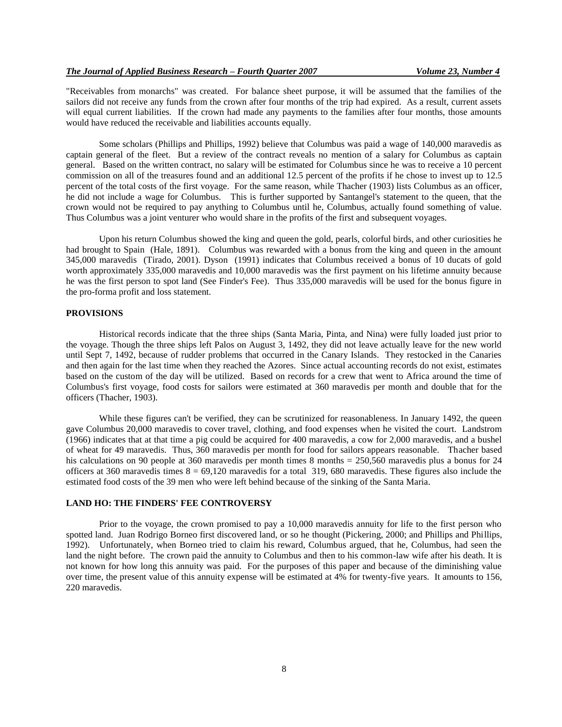"Receivables from monarchs" was created. For balance sheet purpose, it will be assumed that the families of the sailors did not receive any funds from the crown after four months of the trip had expired. As a result, current assets will equal current liabilities. If the crown had made any payments to the families after four months, those amounts would have reduced the receivable and liabilities accounts equally.

Some scholars (Phillips and Phillips, 1992) believe that Columbus was paid a wage of 140,000 maravedis as captain general of the fleet. But a review of the contract reveals no mention of a salary for Columbus as captain general. Based on the written contract, no salary will be estimated for Columbus since he was to receive a 10 percent commission on all of the treasures found and an additional 12.5 percent of the profits if he chose to invest up to 12.5 percent of the total costs of the first voyage. For the same reason, while Thacher (1903) lists Columbus as an officer, he did not include a wage for Columbus. This is further supported by Santangel's statement to the queen, that the crown would not be required to pay anything to Columbus until he, Columbus, actually found something of value. Thus Columbus was a joint venturer who would share in the profits of the first and subsequent voyages.

Upon his return Columbus showed the king and queen the gold, pearls, colorful birds, and other curiosities he had brought to Spain (Hale, 1891). Columbus was rewarded with a bonus from the king and queen in the amount 345,000 maravedis (Tirado, 2001). Dyson (1991) indicates that Columbus received a bonus of 10 ducats of gold worth approximately 335,000 maravedis and 10,000 maravedis was the first payment on his lifetime annuity because he was the first person to spot land (See Finder's Fee). Thus 335,000 maravedis will be used for the bonus figure in the pro-forma profit and loss statement.

## PROVISIONS

Historical records indicate that the three ships (Santa Maria, Pinta, and Nina) were fully loaded just prior to the voyage. Though the three ships left Palos on August 3, 1492, they did not leave actually leave for the new world until Sept 7, 1492, because of rudder problems that occurred in the Canary Islands. They restocked in the Canaries and then again for the last time when they reached the Azores. Since actual accounting records do not exist, estimates based on the custom of the day will be utilized. Based on records for a crew that went to Africa around the time of Columbus's first voyage, food costs for sailors were estimated at 360 maravedis per month and double that for the officers (Thacher, 1903).

While these figures can't be verified, they can be scrutinized for reasonableness. In January 1492, the queen gave Columbus 20,000 maravedis to cover travel, clothing, and food expenses when he visited the court. Landstrom (1966) indicates that at that time a pig could be acquired for 400 maravedis, a cow for 2,000 maravedis, and a bushel of wheat for 49 maravedis. Thus, 360 maravedis per month for food for sailors appears reasonable. Thacher based his calculations on 90 people at 360 maravedis per month times 8 months = 250,560 maravedis plus a bonus for 24 officers at 360 maravedis times 8 = 69,120 maravedis for a total 319, 680 maravedis. These figures also include the estimated food costs of the 39 men who were left behind because of the sinking of the Santa Maria.

## LAND HO: THE FINDERS' FEE CONTROVERSY

Prior to the voyage, the crown promised to pay a 10,000 maravedis annuity for life to the first person who spotted land. Juan Rodrigo Borneo first discovered land, or so he thought (Pickering, 2000; and Phillips and Phillips, 1992). Unfortunately, when Borneo tried to claim his reward, Columbus argued, that he, Columbus, had seen the land the night before. The crown paid the annuity to Columbus and then to his common-law wife after his death. It is not known for how long this annuity was paid. For the purposes of this paper and because of the diminishing value over time, the present value of this annuity expense will be estimated at 4% for twenty-five years. It amounts to 156, 220 maravedis.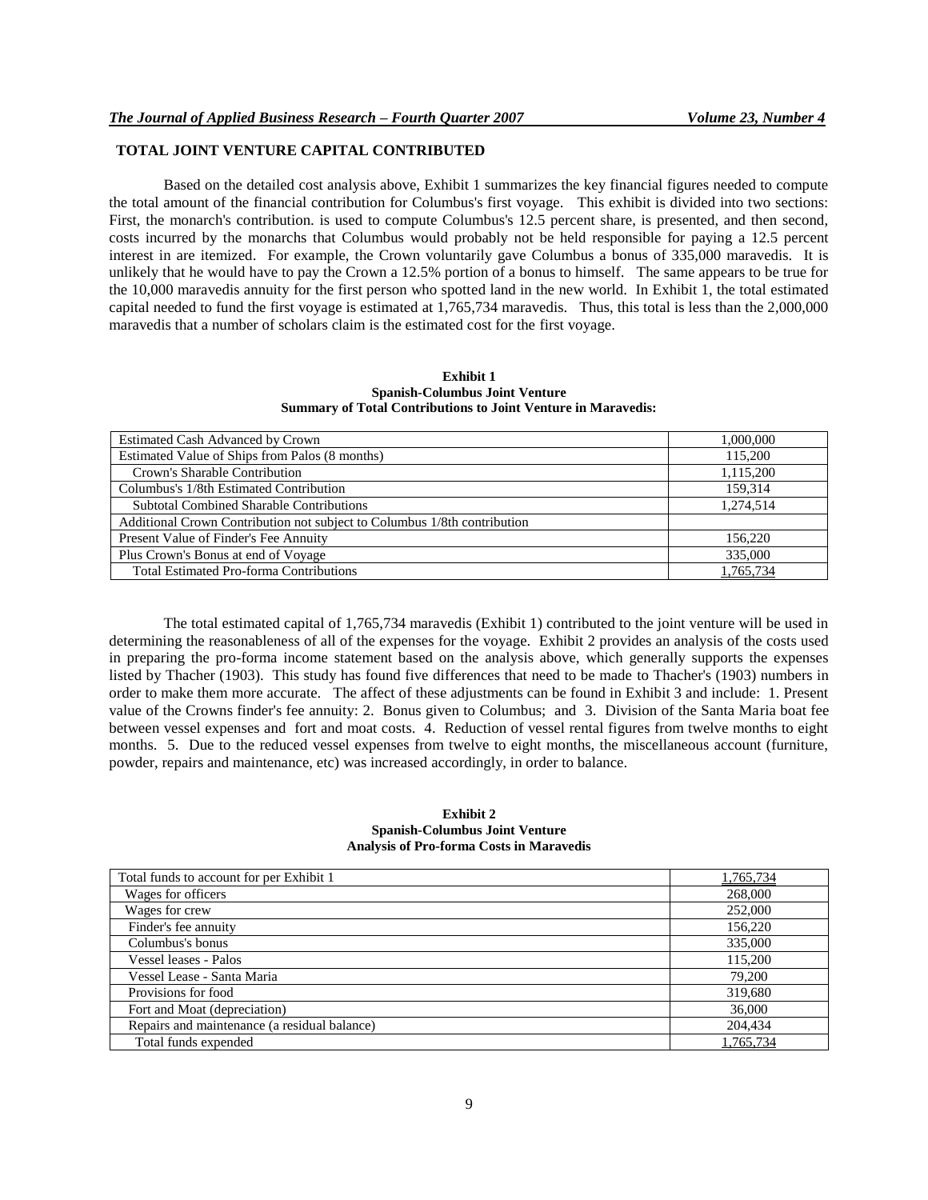## TOTAL JOINT VENTURE CAPITAL CONTRIBUTED

Based on the detailed cost analysis above, Exhibit 1 summarizes the key financial figures needed to compute the total amount of the financial contribution for Columbus's first voyage. This exhibit is divided into two sections: First, the monarch's contribution. is used to compute Columbus's 12.5 percent share, is presented, and then second, costs incurred by the monarchs that Columbus would probably not be held responsible for paying a 12.5 percent interest in are itemized. For example, the Crown voluntarily gave Columbus a bonus of 335,000 maravedis. It is unlikely that he would have to pay the Crown a 12.5% portion of a bonus to himself. The same appears to be true for the 10,000 maravedis annuity for the first person who spotted land in the new world. In Exhibit 1, the total estimated capital needed to fund the first voyage is estimated at 1,765,734 maravedis. Thus, this total is less than the 2,000,000 maravedis that a number of scholars claim is the estimated cost for the first voyage.

**Exhibit 1**
**Spanish-Columbus Joint Venture**
**Summary of Total Contributions to Joint Venture in Maravedis:**

| | |
|---|---|
| Estimated Cash Advanced by Crown | 1,000,000 |
| Estimated Value of Ships from Palos (8 months) | 115,200 |
| Crown's Sharable Contribution | 1,115,200 |
| Columbus's 1/8th Estimated Contribution | 159,314 |
| Subtotal Combined Sharable Contributions | 1,274,514 |
| Additional Crown Contribution not subject to Columbus 1/8th contribution | |
| Present Value of Finder's Fee Annuity | 156,220 |
| Plus Crown's Bonus at end of Voyage | 335,000 |
| Total Estimated Pro-forma Contributions | 1,765,734 |

The total estimated capital of 1,765,734 maravedis (Exhibit 1) contributed to the joint venture will be used in determining the reasonableness of all of the expenses for the voyage. Exhibit 2 provides an analysis of the costs used in preparing the pro-forma income statement based on the analysis above, which generally supports the expenses listed by Thacher (1903). This study has found five differences that need to be made to Thacher's (1903) numbers in order to make them more accurate. The affect of these adjustments can be found in Exhibit 3 and include: 1. Present value of the Crowns finder's fee annuity: 2. Bonus given to Columbus; and 3. Division of the Santa Maria boat fee between vessel expenses and fort and moat costs. 4. Reduction of vessel rental figures from twelve months to eight months. 5. Due to the reduced vessel expenses from twelve to eight months, the miscellaneous account (furniture, powder, repairs and maintenance, etc) was increased accordingly, in order to balance.

**Exhibit 2**
**Spanish-Columbus Joint Venture**
**Analysis of Pro-forma Costs in Maravedis**

| | |
|---|---|
| Total funds to account for per Exhibit 1 | 1,765,734 |
| Wages for officers | 268,000 |
| Wages for crew | 252,000 |
| Finder's fee annuity | 156,220 |
| Columbus's bonus | 335,000 |
| Vessel leases - Palos | 115,200 |
| Vessel Lease - Santa Maria | 79,200 |
| Provisions for food | 319,680 |
| Fort and Moat (depreciation) | 36,000 |
| Repairs and maintenance (a residual balance) | 204,434 |
| Total funds expended | 1,765,734 |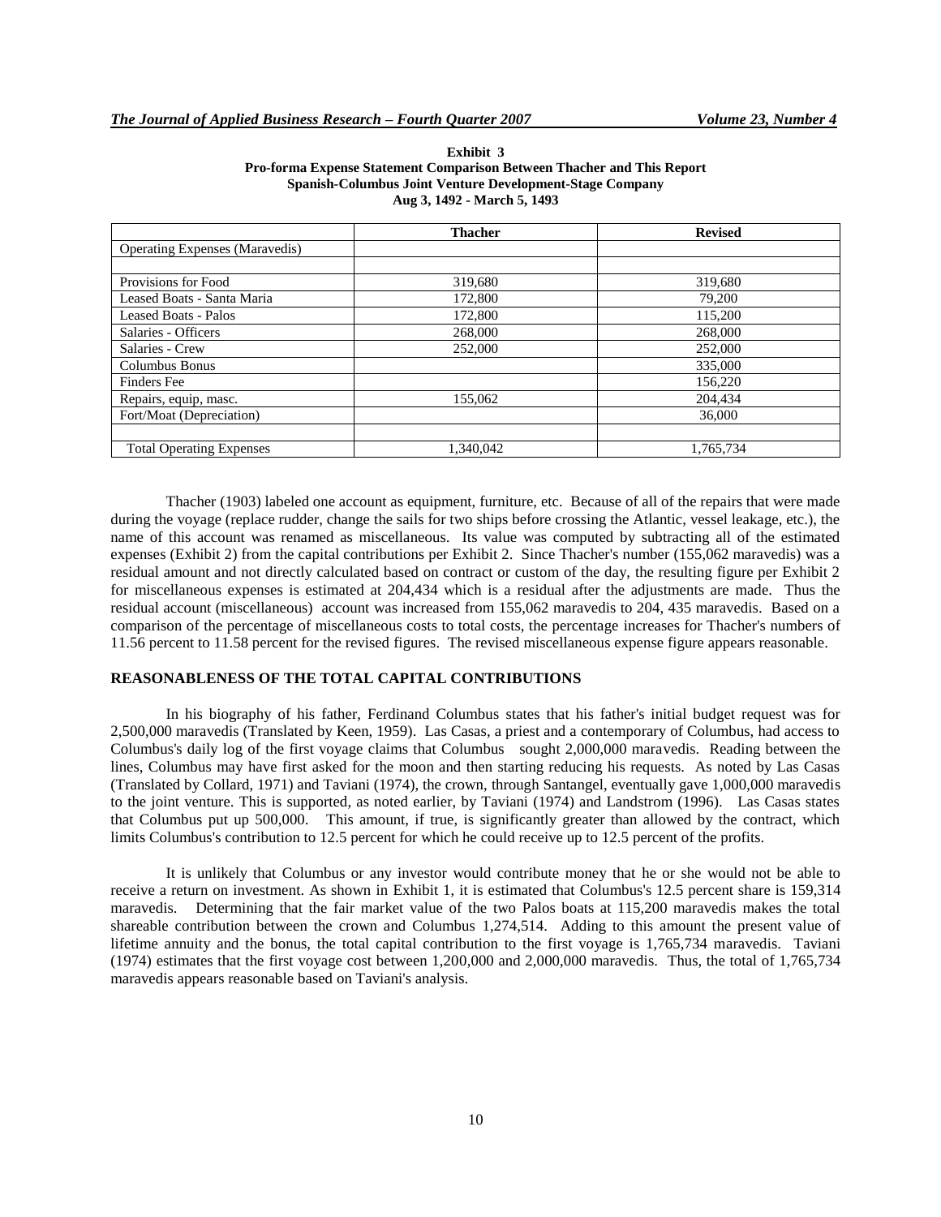**Exhibit 3**
**Pro-forma Expense Statement Comparison Between Thacher and This Report**
**Spanish-Columbus Joint Venture Development-Stage Company**
**Aug 3, 1492 - March 5, 1493**

| | Thacher | Revised |
|---|---|---|
| Operating Expenses (Maravedis) | | |
| | | |
| Provisions for Food | 319,680 | 319,680 |
| Leased Boats - Santa Maria | 172,800 | 79,200 |
| Leased Boats - Palos | 172,800 | 115,200 |
| Salaries - Officers | 268,000 | 268,000 |
| Salaries - Crew | 252,000 | 252,000 |
| Columbus Bonus | | 335,000 |
| Finders Fee | | 156,220 |
| Repairs, equip, masc. | 155,062 | 204,434 |
| Fort/Moat (Depreciation) | | 36,000 |
| | | |
| Total Operating Expenses | 1,340,042 | 1,765,734 |

Thacher (1903) labeled one account as equipment, furniture, etc. Because of all of the repairs that were made during the voyage (replace rudder, change the sails for two ships before crossing the Atlantic, vessel leakage, etc.), the name of this account was renamed as miscellaneous. Its value was computed by subtracting all of the estimated expenses (Exhibit 2) from the capital contributions per Exhibit 2. Since Thacher's number (155,062 maravedis) was a residual amount and not directly calculated based on contract or custom of the day, the resulting figure per Exhibit 2 for miscellaneous expenses is estimated at 204,434 which is a residual after the adjustments are made. Thus the residual account (miscellaneous) account was increased from 155,062 maravedis to 204, 435 maravedis. Based on a comparison of the percentage of miscellaneous costs to total costs, the percentage increases for Thacher's numbers of 11.56 percent to 11.58 percent for the revised figures. The revised miscellaneous expense figure appears reasonable.

## REASONABLENESS OF THE TOTAL CAPITAL CONTRIBUTIONS

In his biography of his father, Ferdinand Columbus states that his father's initial budget request was for 2,500,000 maravedis (Translated by Keen, 1959). Las Casas, a priest and a contemporary of Columbus, had access to Columbus's daily log of the first voyage claims that Columbus sought 2,000,000 maravedis. Reading between the lines, Columbus may have first asked for the moon and then starting reducing his requests. As noted by Las Casas (Translated by Collard, 1971) and Taviani (1974), the crown, through Santangel, eventually gave 1,000,000 maravedis to the joint venture. This is supported, as noted earlier, by Taviani (1974) and Landstrom (1996). Las Casas states that Columbus put up 500,000. This amount, if true, is significantly greater than allowed by the contract, which limits Columbus's contribution to 12.5 percent for which he could receive up to 12.5 percent of the profits.

It is unlikely that Columbus or any investor would contribute money that he or she would not be able to receive a return on investment. As shown in Exhibit 1, it is estimated that Columbus's 12.5 percent share is 159,314 maravedis. Determining that the fair market value of the two Palos boats at 115,200 maravedis makes the total shareable contribution between the crown and Columbus 1,274,514. Adding to this amount the present value of lifetime annuity and the bonus, the total capital contribution to the first voyage is 1,765,734 maravedis. Taviani (1974) estimates that the first voyage cost between 1,200,000 and 2,000,000 maravedis. Thus, the total of 1,765,734 maravedis appears reasonable based on Taviani's analysis.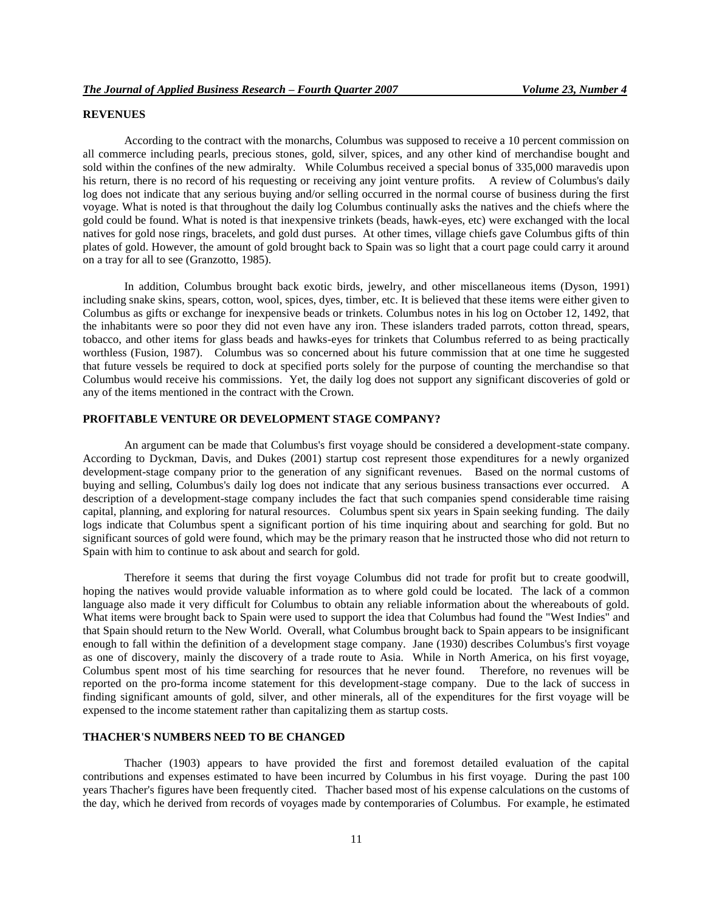## REVENUES

According to the contract with the monarchs, Columbus was supposed to receive a 10 percent commission on all commerce including pearls, precious stones, gold, silver, spices, and any other kind of merchandise bought and sold within the confines of the new admiralty. While Columbus received a special bonus of 335,000 maravedis upon his return, there is no record of his requesting or receiving any joint venture profits. A review of Columbus's daily log does not indicate that any serious buying and/or selling occurred in the normal course of business during the first voyage. What is noted is that throughout the daily log Columbus continually asks the natives and the chiefs where the gold could be found. What is noted is that inexpensive trinkets (beads, hawk-eyes, etc) were exchanged with the local natives for gold nose rings, bracelets, and gold dust purses. At other times, village chiefs gave Columbus gifts of thin plates of gold. However, the amount of gold brought back to Spain was so light that a court page could carry it around on a tray for all to see (Granzotto, 1985).

In addition, Columbus brought back exotic birds, jewelry, and other miscellaneous items (Dyson, 1991) including snake skins, spears, cotton, wool, spices, dyes, timber, etc. It is believed that these items were either given to Columbus as gifts or exchange for inexpensive beads or trinkets. Columbus notes in his log on October 12, 1492, that the inhabitants were so poor they did not even have any iron. These islanders traded parrots, cotton thread, spears, tobacco, and other items for glass beads and hawks-eyes for trinkets that Columbus referred to as being practically worthless (Fusion, 1987). Columbus was so concerned about his future commission that at one time he suggested that future vessels be required to dock at specified ports solely for the purpose of counting the merchandise so that Columbus would receive his commissions. Yet, the daily log does not support any significant discoveries of gold or any of the items mentioned in the contract with the Crown.

## PROFITABLE VENTURE OR DEVELOPMENT STAGE COMPANY?

An argument can be made that Columbus's first voyage should be considered a development-state company. According to Dyckman, Davis, and Dukes (2001) startup cost represent those expenditures for a newly organized development-stage company prior to the generation of any significant revenues. Based on the normal customs of buying and selling, Columbus's daily log does not indicate that any serious business transactions ever occurred. A description of a development-stage company includes the fact that such companies spend considerable time raising capital, planning, and exploring for natural resources. Columbus spent six years in Spain seeking funding. The daily logs indicate that Columbus spent a significant portion of his time inquiring about and searching for gold. But no significant sources of gold were found, which may be the primary reason that he instructed those who did not return to Spain with him to continue to ask about and search for gold.

Therefore it seems that during the first voyage Columbus did not trade for profit but to create goodwill, hoping the natives would provide valuable information as to where gold could be located. The lack of a common language also made it very difficult for Columbus to obtain any reliable information about the whereabouts of gold. What items were brought back to Spain were used to support the idea that Columbus had found the "West Indies" and that Spain should return to the New World. Overall, what Columbus brought back to Spain appears to be insignificant enough to fall within the definition of a development stage company. Jane (1930) describes Columbus's first voyage as one of discovery, mainly the discovery of a trade route to Asia. While in North America, on his first voyage, Columbus spent most of his time searching for resources that he never found. Therefore, no revenues will be reported on the pro-forma income statement for this development-stage company. Due to the lack of success in finding significant amounts of gold, silver, and other minerals, all of the expenditures for the first voyage will be expensed to the income statement rather than capitalizing them as startup costs.

## THACHER'S NUMBERS NEED TO BE CHANGED

Thacher (1903) appears to have provided the first and foremost detailed evaluation of the capital contributions and expenses estimated to have been incurred by Columbus in his first voyage. During the past 100 years Thacher's figures have been frequently cited. Thacher based most of his expense calculations on the customs of the day, which he derived from records of voyages made by contemporaries of Columbus. For example, he estimated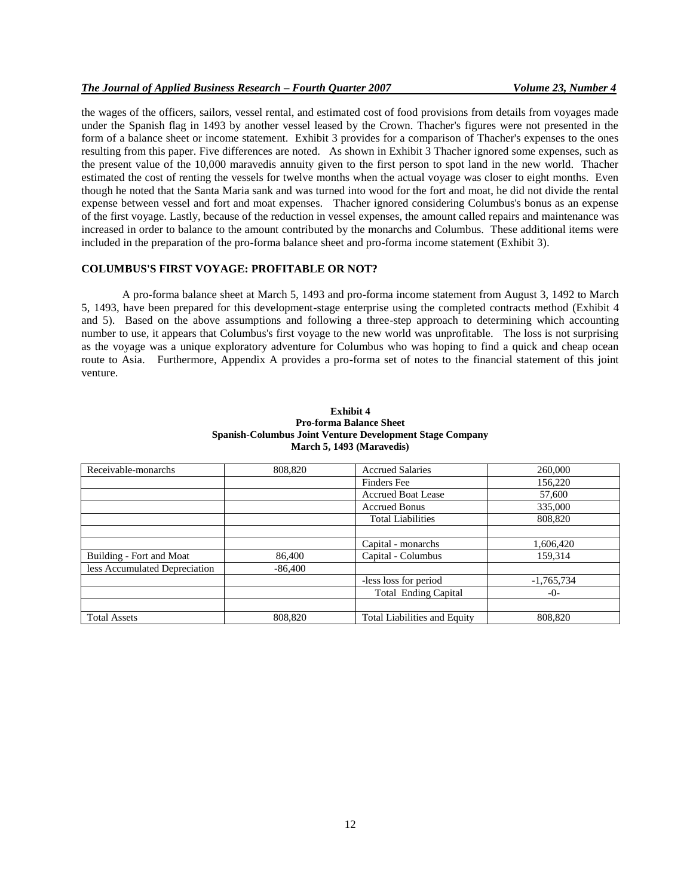the wages of the officers, sailors, vessel rental, and estimated cost of food provisions from details from voyages made under the Spanish flag in 1493 by another vessel leased by the Crown. Thacher's figures were not presented in the form of a balance sheet or income statement. Exhibit 3 provides for a comparison of Thacher's expenses to the ones resulting from this paper. Five differences are noted. As shown in Exhibit 3 Thacher ignored some expenses, such as the present value of the 10,000 maravedis annuity given to the first person to spot land in the new world. Thacher estimated the cost of renting the vessels for twelve months when the actual voyage was closer to eight months. Even though he noted that the Santa Maria sank and was turned into wood for the fort and moat, he did not divide the rental expense between vessel and fort and moat expenses. Thacher ignored considering Columbus's bonus as an expense of the first voyage. Lastly, because of the reduction in vessel expenses, the amount called repairs and maintenance was increased in order to balance to the amount contributed by the monarchs and Columbus. These additional items were included in the preparation of the pro-forma balance sheet and pro-forma income statement (Exhibit 3).

## COLUMBUS'S FIRST VOYAGE: PROFITABLE OR NOT?

A pro-forma balance sheet at March 5, 1493 and pro-forma income statement from August 3, 1492 to March 5, 1493, have been prepared for this development-stage enterprise using the completed contracts method (Exhibit 4 and 5). Based on the above assumptions and following a three-step approach to determining which accounting number to use, it appears that Columbus's first voyage to the new world was unprofitable. The loss is not surprising as the voyage was a unique exploratory adventure for Columbus who was hoping to find a quick and cheap ocean route to Asia. Furthermore, Appendix A provides a pro-forma set of notes to the financial statement of this joint venture.

**Exhibit 4**
**Pro-forma Balance Sheet**
**Spanish-Columbus Joint Venture Development Stage Company**
**March 5, 1493 (Maravedis)**

| | | | |
|---|---|---|---|
| Receivable-monarchs | 808,820 | Accrued Salaries | 260,000 |
| | | Finders Fee | 156,220 |
| | | Accrued Boat Lease | 57,600 |
| | | Accrued Bonus | 335,000 |
| | | Total Liabilities | 808,820 |
| | | | |
| | | Capital - monarchs | 1,606,420 |
| Building - Fort and Moat | 86,400 | Capital - Columbus | 159,314 |
| less Accumulated Depreciation | -86,400 | | |
| | | -less loss for period | -1,765,734 |
| | | Total Ending Capital | -0- |
| | | | |
| Total Assets | 808,820 | Total Liabilities and Equity | 808,820 |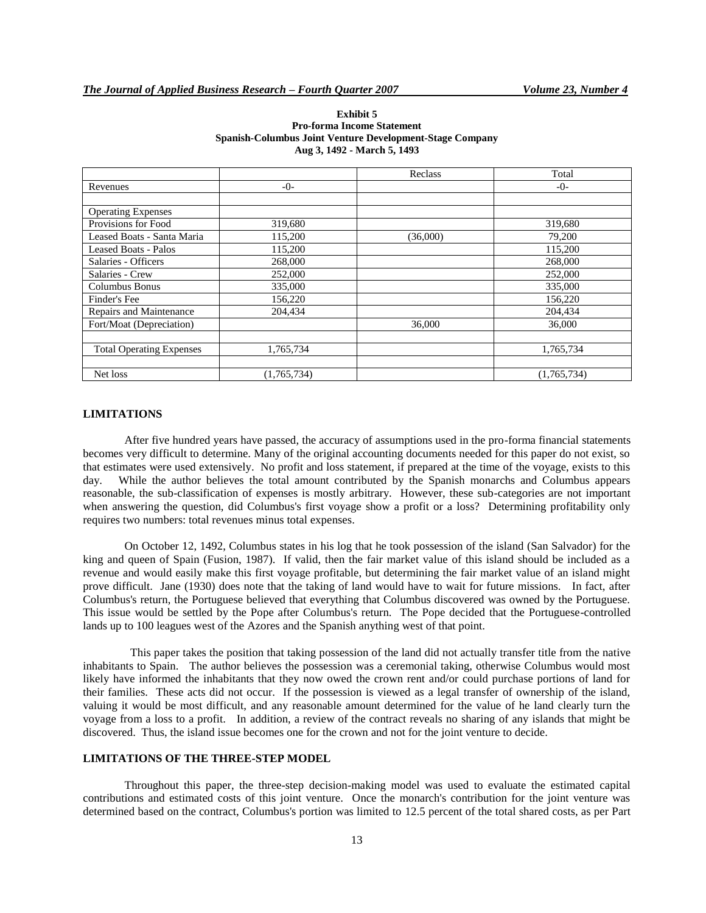**Exhibit 5**
**Pro-forma Income Statement**
**Spanish-Columbus Joint Venture Development-Stage Company**
**Aug 3, 1492 - March 5, 1493**

| | | Reclass | Total |
|---|---|---|---|
| Revenues | -0- | | -0- |
| | | | |
| Operating Expenses | | | |
| Provisions for Food | 319,680 | | 319,680 |
| Leased Boats - Santa Maria | 115,200 | (36,000) | 79,200 |
| Leased Boats - Palos | 115,200 | | 115,200 |
| Salaries - Officers | 268,000 | | 268,000 |
| Salaries - Crew | 252,000 | | 252,000 |
| Columbus Bonus | 335,000 | | 335,000 |
| Finder's Fee | 156,220 | | 156,220 |
| Repairs and Maintenance | 204,434 | | 204,434 |
| Fort/Moat (Depreciation) | | 36,000 | 36,000 |
| | | | |
| Total Operating Expenses | 1,765,734 | | 1,765,734 |
| | | | |
| Net loss | (1,765,734) | | (1,765,734) |

## LIMITATIONS

After five hundred years have passed, the accuracy of assumptions used in the pro-forma financial statements becomes very difficult to determine. Many of the original accounting documents needed for this paper do not exist, so that estimates were used extensively. No profit and loss statement, if prepared at the time of the voyage, exists to this day. While the author believes the total amount contributed by the Spanish monarchs and Columbus appears reasonable, the sub-classification of expenses is mostly arbitrary. However, these sub-categories are not important when answering the question, did Columbus's first voyage show a profit or a loss? Determining profitability only requires two numbers: total revenues minus total expenses.

On October 12, 1492, Columbus states in his log that he took possession of the island (San Salvador) for the king and queen of Spain (Fusion, 1987). If valid, then the fair market value of this island should be included as a revenue and would easily make this first voyage profitable, but determining the fair market value of an island might prove difficult. Jane (1930) does note that the taking of land would have to wait for future missions. In fact, after Columbus's return, the Portuguese believed that everything that Columbus discovered was owned by the Portuguese. This issue would be settled by the Pope after Columbus's return. The Pope decided that the Portuguese-controlled lands up to 100 leagues west of the Azores and the Spanish anything west of that point.

This paper takes the position that taking possession of the land did not actually transfer title from the native inhabitants to Spain. The author believes the possession was a ceremonial taking, otherwise Columbus would most likely have informed the inhabitants that they now owed the crown rent and/or could purchase portions of land for their families. These acts did not occur. If the possession is viewed as a legal transfer of ownership of the island, valuing it would be most difficult, and any reasonable amount determined for the value of he land clearly turn the voyage from a loss to a profit. In addition, a review of the contract reveals no sharing of any islands that might be discovered. Thus, the island issue becomes one for the crown and not for the joint venture to decide.

## LIMITATIONS OF THE THREE-STEP MODEL

Throughout this paper, the three-step decision-making model was used to evaluate the estimated capital contributions and estimated costs of this joint venture. Once the monarch's contribution for the joint venture was determined based on the contract, Columbus's portion was limited to 12.5 percent of the total shared costs, as per Part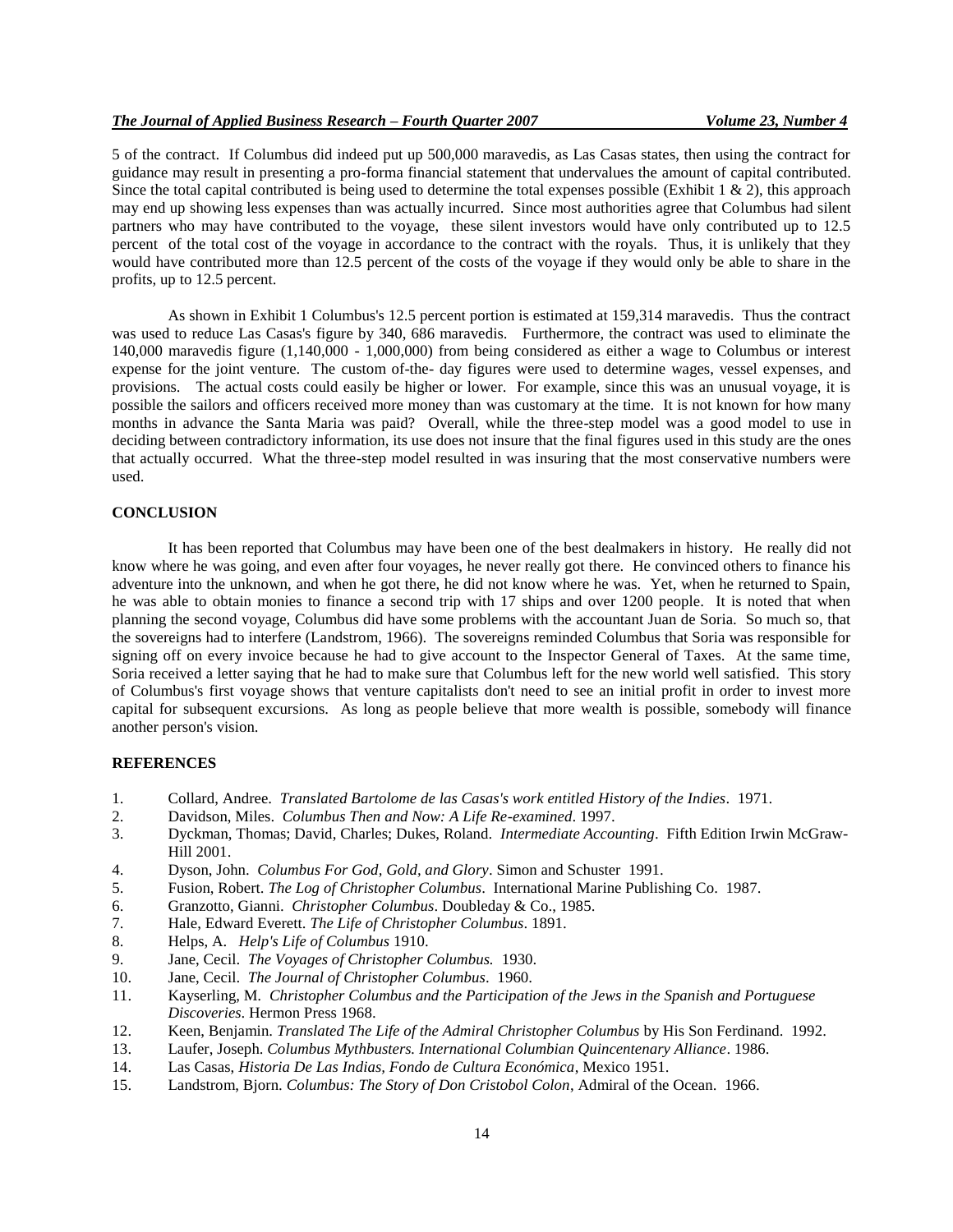5 of the contract. If Columbus did indeed put up 500,000 maravedis, as Las Casas states, then using the contract for guidance may result in presenting a pro-forma financial statement that undervalues the amount of capital contributed. Since the total capital contributed is being used to determine the total expenses possible (Exhibit 1 & 2), this approach may end up showing less expenses than was actually incurred. Since most authorities agree that Columbus had silent partners who may have contributed to the voyage, these silent investors would have only contributed up to 12.5 percent of the total cost of the voyage in accordance to the contract with the royals. Thus, it is unlikely that they would have contributed more than 12.5 percent of the costs of the voyage if they would only be able to share in the profits, up to 12.5 percent.

As shown in Exhibit 1 Columbus's 12.5 percent portion is estimated at 159,314 maravedis. Thus the contract was used to reduce Las Casas's figure by 340, 686 maravedis. Furthermore, the contract was used to eliminate the 140,000 maravedis figure (1,140,000 - 1,000,000) from being considered as either a wage to Columbus or interest expense for the joint venture. The custom of-the- day figures were used to determine wages, vessel expenses, and provisions. The actual costs could easily be higher or lower. For example, since this was an unusual voyage, it is possible the sailors and officers received more money than was customary at the time. It is not known for how many months in advance the Santa Maria was paid? Overall, while the three-step model was a good model to use in deciding between contradictory information, its use does not insure that the final figures used in this study are the ones that actually occurred. What the three-step model resulted in was insuring that the most conservative numbers were used.

## CONCLUSION

It has been reported that Columbus may have been one of the best dealmakers in history. He really did not know where he was going, and even after four voyages, he never really got there. He convinced others to finance his adventure into the unknown, and when he got there, he did not know where he was. Yet, when he returned to Spain, he was able to obtain monies to finance a second trip with 17 ships and over 1200 people. It is noted that when planning the second voyage, Columbus did have some problems with the accountant Juan de Soria. So much so, that the sovereigns had to interfere (Landstrom, 1966). The sovereigns reminded Columbus that Soria was responsible for signing off on every invoice because he had to give account to the Inspector General of Taxes. At the same time, Soria received a letter saying that he had to make sure that Columbus left for the new world well satisfied. This story of Columbus's first voyage shows that venture capitalists don't need to see an initial profit in order to invest more capital for subsequent excursions. As long as people believe that more wealth is possible, somebody will finance another person's vision.

## REFERENCES

1. Collard, Andree. *Translated Bartolome de las Casas's work entitled History of the Indies*. 1971.
2. Davidson, Miles. *Columbus Then and Now: A Life Re-examined*. 1997.
3. Dyckman, Thomas; David, Charles; Dukes, Roland. *Intermediate Accounting*. Fifth Edition Irwin McGraw-Hill 2001.
4. Dyson, John. *Columbus For God, Gold, and Glory*. Simon and Schuster 1991.
5. Fusion, Robert. *The Log of Christopher Columbus*. International Marine Publishing Co. 1987.
6. Granzotto, Gianni. *Christopher Columbus*. Doubleday & Co., 1985.
7. Hale, Edward Everett. *The Life of Christopher Columbus*. 1891.
8. Helps, A. *Help's Life of Columbus* 1910.
9. Jane, Cecil. *The Voyages of Christopher Columbus.* 1930.
10. Jane, Cecil. *The Journal of Christopher Columbus*. 1960.
11. Kayserling, M. *Christopher Columbus and the Participation of the Jews in the Spanish and Portuguese Discoveries*. Hermon Press 1968.
12. Keen, Benjamin. *Translated The Life of the Admiral Christopher Columbus* by His Son Ferdinand. 1992.
13. Laufer, Joseph. *Columbus Mythbusters. International Columbian Quincentenary Alliance*. 1986.
14. Las Casas, *Historia De Las Indias, Fondo de Cultura Económica*, Mexico 1951.
15. Landstrom, Bjorn. *Columbus: The Story of Don Cristobol Colon*, Admiral of the Ocean. 1966.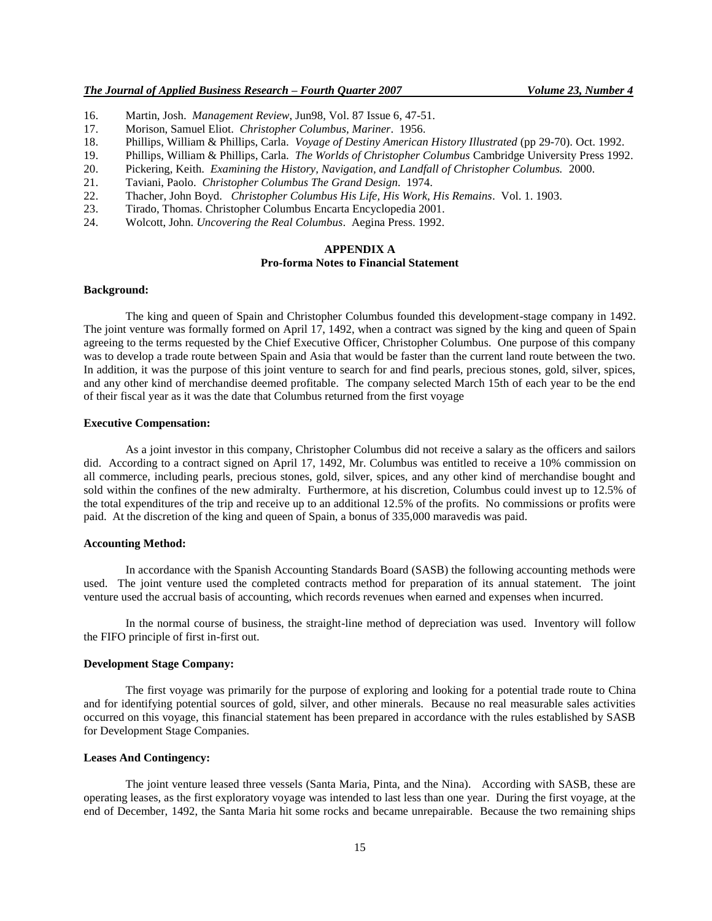16. Martin, Josh. *Management Review*, Jun98, Vol. 87 Issue 6, 47-51.
17. Morison, Samuel Eliot. *Christopher Columbus, Mariner*. 1956.
18. Phillips, William & Phillips, Carla. *Voyage of Destiny American History Illustrated* (pp 29-70). Oct. 1992.
19. Phillips, William & Phillips, Carla. *The Worlds of Christopher Columbus* Cambridge University Press 1992.
20. Pickering, Keith. *Examining the History, Navigation, and Landfall of Christopher Columbus.* 2000.
21. Taviani, Paolo. *Christopher Columbus The Grand Design.* 1974.
22. Thacher, John Boyd. *Christopher Columbus His Life, His Work, His Remains*. Vol. 1. 1903.
23. Tirado, Thomas. Christopher Columbus Encarta Encyclopedia 2001.
24. Wolcott, John. *Uncovering the Real Columbus*. Aegina Press. 1992.

## APPENDIX A
### Pro-forma Notes to Financial Statement

**Background:**

The king and queen of Spain and Christopher Columbus founded this development-stage company in 1492. The joint venture was formally formed on April 17, 1492, when a contract was signed by the king and queen of Spain agreeing to the terms requested by the Chief Executive Officer, Christopher Columbus. One purpose of this company was to develop a trade route between Spain and Asia that would be faster than the current land route between the two. In addition, it was the purpose of this joint venture to search for and find pearls, precious stones, gold, silver, spices, and any other kind of merchandise deemed profitable. The company selected March 15th of each year to be the end of their fiscal year as it was the date that Columbus returned from the first voyage

**Executive Compensation:**

As a joint investor in this company, Christopher Columbus did not receive a salary as the officers and sailors did. According to a contract signed on April 17, 1492, Mr. Columbus was entitled to receive a 10% commission on all commerce, including pearls, precious stones, gold, silver, spices, and any other kind of merchandise bought and sold within the confines of the new admiralty. Furthermore, at his discretion, Columbus could invest up to 12.5% of the total expenditures of the trip and receive up to an additional 12.5% of the profits. No commissions or profits were paid. At the discretion of the king and queen of Spain, a bonus of 335,000 maravedis was paid.

**Accounting Method:**

In accordance with the Spanish Accounting Standards Board (SASB) the following accounting methods were used. The joint venture used the completed contracts method for preparation of its annual statement. The joint venture used the accrual basis of accounting, which records revenues when earned and expenses when incurred.

In the normal course of business, the straight-line method of depreciation was used. Inventory will follow the FIFO principle of first in-first out.

**Development Stage Company:**

The first voyage was primarily for the purpose of exploring and looking for a potential trade route to China and for identifying potential sources of gold, silver, and other minerals. Because no real measurable sales activities occurred on this voyage, this financial statement has been prepared in accordance with the rules established by SASB for Development Stage Companies.

**Leases And Contingency:**

The joint venture leased three vessels (Santa Maria, Pinta, and the Nina). According with SASB, these are operating leases, as the first exploratory voyage was intended to last less than one year. During the first voyage, at the end of December, 1492, the Santa Maria hit some rocks and became unrepairable. Because the two remaining ships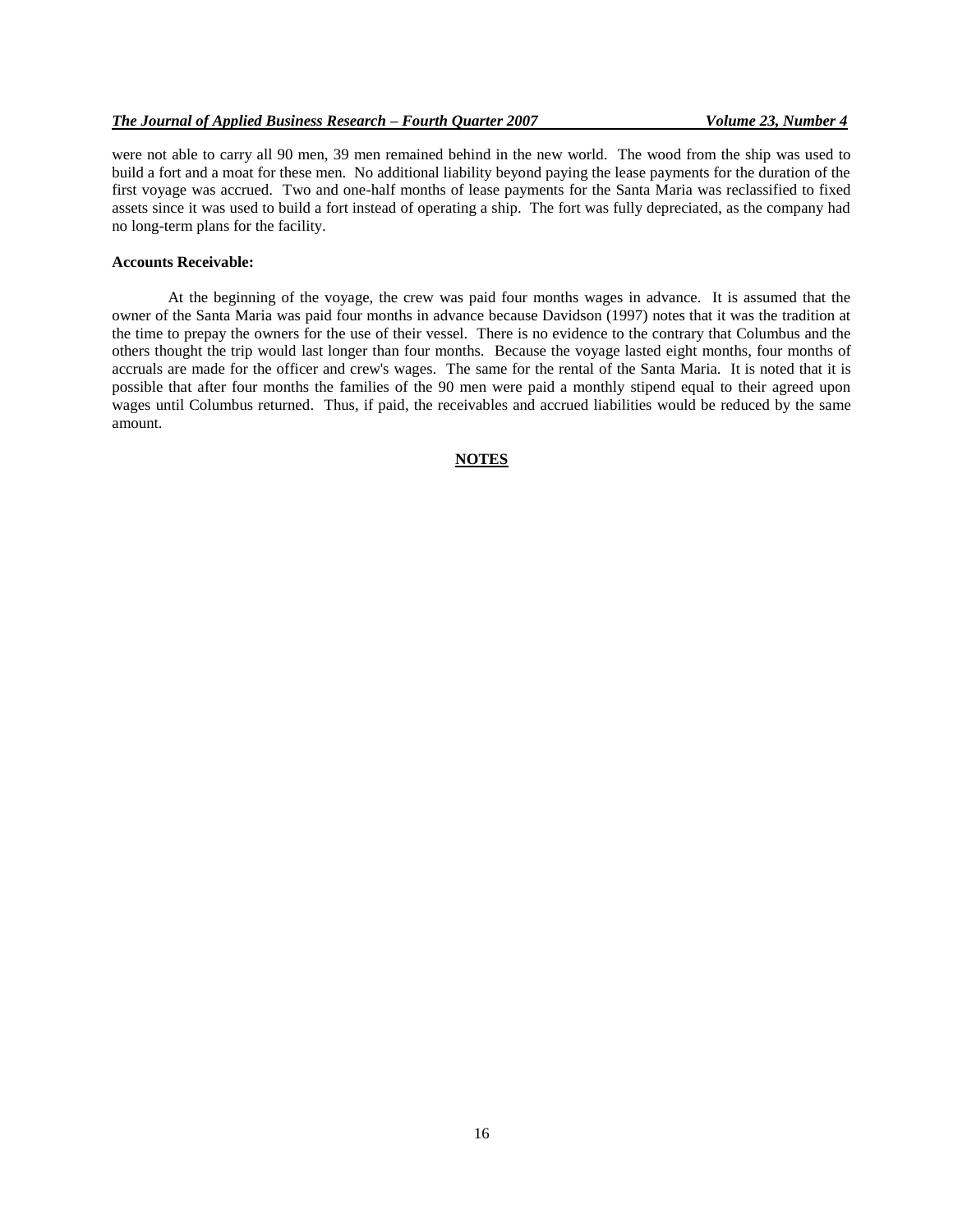were not able to carry all 90 men, 39 men remained behind in the new world. The wood from the ship was used to build a fort and a moat for these men. No additional liability beyond paying the lease payments for the duration of the first voyage was accrued. Two and one-half months of lease payments for the Santa Maria was reclassified to fixed assets since it was used to build a fort instead of operating a ship. The fort was fully depreciated, as the company had no long-term plans for the facility.

**Accounts Receivable:**

At the beginning of the voyage, the crew was paid four months wages in advance. It is assumed that the owner of the Santa Maria was paid four months in advance because Davidson (1997) notes that it was the tradition at the time to prepay the owners for the use of their vessel. There is no evidence to the contrary that Columbus and the others thought the trip would last longer than four months. Because the voyage lasted eight months, four months of accruals are made for the officer and crew's wages. The same for the rental of the Santa Maria. It is noted that it is possible that after four months the families of the 90 men were paid a monthly stipend equal to their agreed upon wages until Columbus returned. Thus, if paid, the receivables and accrued liabilities would be reduced by the same amount.

**NOTES**